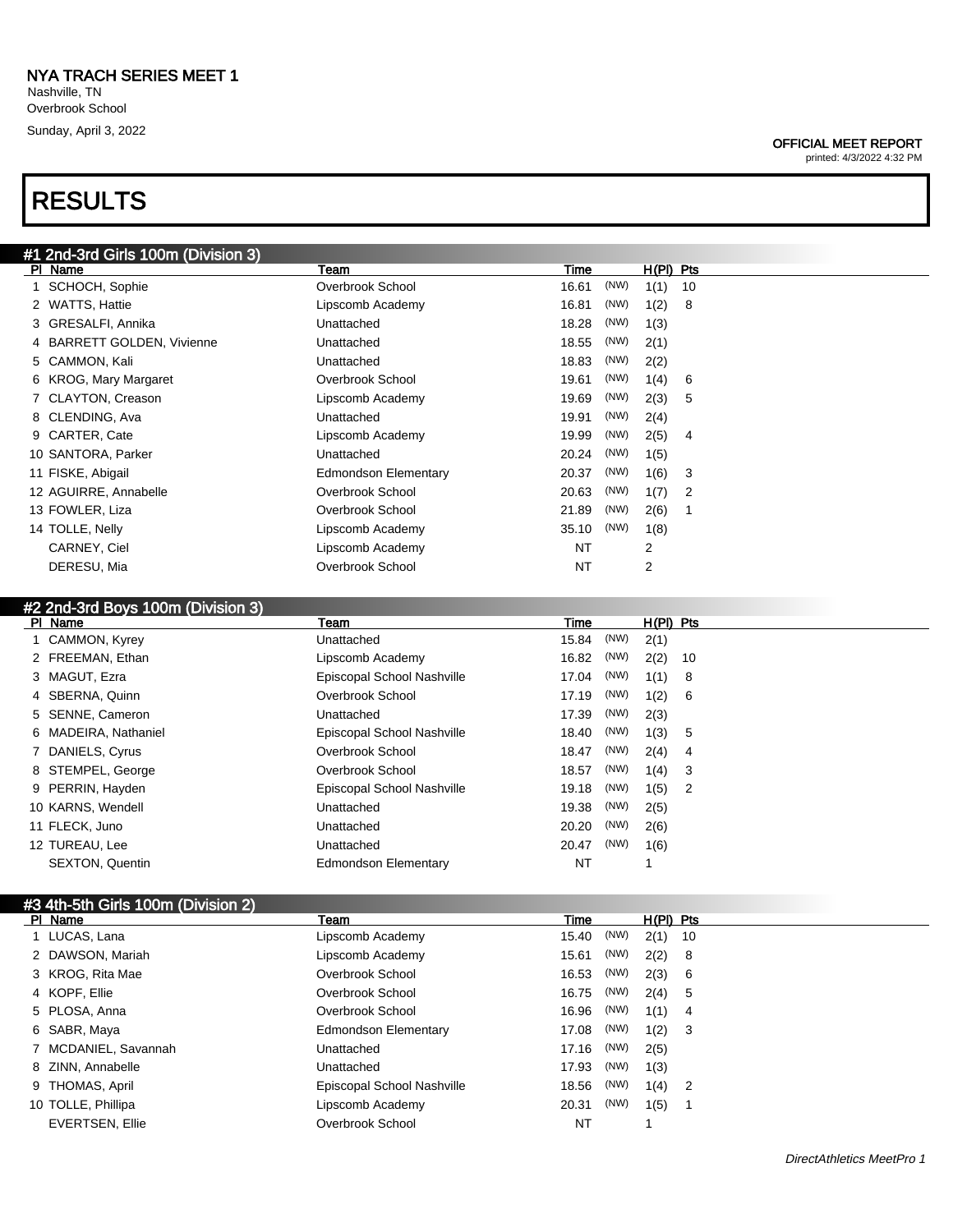# NYA TRACH SERIES MEET 1

Nashville, TN
Overbrook School
Sunday, April 3, 2022

**OFFICIAL MEET REPORT**
printed: 4/3/2022 4:32 PM

# RESULTS

## #1 2nd-3rd Girls 100m (Division 3)

| Pl | Name | Team | Time | | H(Pl) | Pts |
|---|---|---|---|---|---|---|
| 1 | SCHOCH, Sophie | Overbrook School | 16.61 | (NW) | 1(1) | 10 |
| 2 | WATTS, Hattie | Lipscomb Academy | 16.81 | (NW) | 1(2) | 8 |
| 3 | GRESALFI, Annika | Unattached | 18.28 | (NW) | 1(3) | |
| 4 | BARRETT GOLDEN, Vivienne | Unattached | 18.55 | (NW) | 2(1) | |
| 5 | CAMMON, Kali | Unattached | 18.83 | (NW) | 2(2) | |
| 6 | KROG, Mary Margaret | Overbrook School | 19.61 | (NW) | 1(4) | 6 |
| 7 | CLAYTON, Creason | Lipscomb Academy | 19.69 | (NW) | 2(3) | 5 |
| 8 | CLENDING, Ava | Unattached | 19.91 | (NW) | 2(4) | |
| 9 | CARTER, Cate | Lipscomb Academy | 19.99 | (NW) | 2(5) | 4 |
| 10 | SANTORA, Parker | Unattached | 20.24 | (NW) | 1(5) | |
| 11 | FISKE, Abigail | Edmondson Elementary | 20.37 | (NW) | 1(6) | 3 |
| 12 | AGUIRRE, Annabelle | Overbrook School | 20.63 | (NW) | 1(7) | 2 |
| 13 | FOWLER, Liza | Overbrook School | 21.89 | (NW) | 2(6) | 1 |
| 14 | TOLLE, Nelly | Lipscomb Academy | 35.10 | (NW) | 1(8) | |
| | CARNEY, Ciel | Lipscomb Academy | NT | | 2 | |
| | DERESU, Mia | Overbrook School | NT | | 2 | |

## #2 2nd-3rd Boys 100m (Division 3)

| Pl | Name | Team | Time | | H(Pl) | Pts |
|---|---|---|---|---|---|---|
| 1 | CAMMON, Kyrey | Unattached | 15.84 | (NW) | 2(1) | |
| 2 | FREEMAN, Ethan | Lipscomb Academy | 16.82 | (NW) | 2(2) | 10 |
| 3 | MAGUT, Ezra | Episcopal School Nashville | 17.04 | (NW) | 1(1) | 8 |
| 4 | SBERNA, Quinn | Overbrook School | 17.19 | (NW) | 1(2) | 6 |
| 5 | SENNE, Cameron | Unattached | 17.39 | (NW) | 2(3) | |
| 6 | MADEIRA, Nathaniel | Episcopal School Nashville | 18.40 | (NW) | 1(3) | 5 |
| 7 | DANIELS, Cyrus | Overbrook School | 18.47 | (NW) | 2(4) | 4 |
| 8 | STEMPEL, George | Overbrook School | 18.57 | (NW) | 1(4) | 3 |
| 9 | PERRIN, Hayden | Episcopal School Nashville | 19.18 | (NW) | 1(5) | 2 |
| 10 | KARNS, Wendell | Unattached | 19.38 | (NW) | 2(5) | |
| 11 | FLECK, Juno | Unattached | 20.20 | (NW) | 2(6) | |
| 12 | TUREAU, Lee | Unattached | 20.47 | (NW) | 1(6) | |
| | SEXTON, Quentin | Edmondson Elementary | NT | | 1 | |

## #3 4th-5th Girls 100m (Division 2)

| Pl | Name | Team | Time | | H(Pl) | Pts |
|---|---|---|---|---|---|---|
| 1 | LUCAS, Lana | Lipscomb Academy | 15.40 | (NW) | 2(1) | 10 |
| 2 | DAWSON, Mariah | Lipscomb Academy | 15.61 | (NW) | 2(2) | 8 |
| 3 | KROG, Rita Mae | Overbrook School | 16.53 | (NW) | 2(3) | 6 |
| 4 | KOPF, Ellie | Overbrook School | 16.75 | (NW) | 2(4) | 5 |
| 5 | PLOSA, Anna | Overbrook School | 16.96 | (NW) | 1(1) | 4 |
| 6 | SABR, Maya | Edmondson Elementary | 17.08 | (NW) | 1(2) | 3 |
| 7 | MCDANIEL, Savannah | Unattached | 17.16 | (NW) | 2(5) | |
| 8 | ZINN, Annabelle | Unattached | 17.93 | (NW) | 1(3) | |
| 9 | THOMAS, April | Episcopal School Nashville | 18.56 | (NW) | 1(4) | 2 |
| 10 | TOLLE, Phillipa | Lipscomb Academy | 20.31 | (NW) | 1(5) | 1 |
| | EVERTSEN, Ellie | Overbrook School | NT | | 1 | |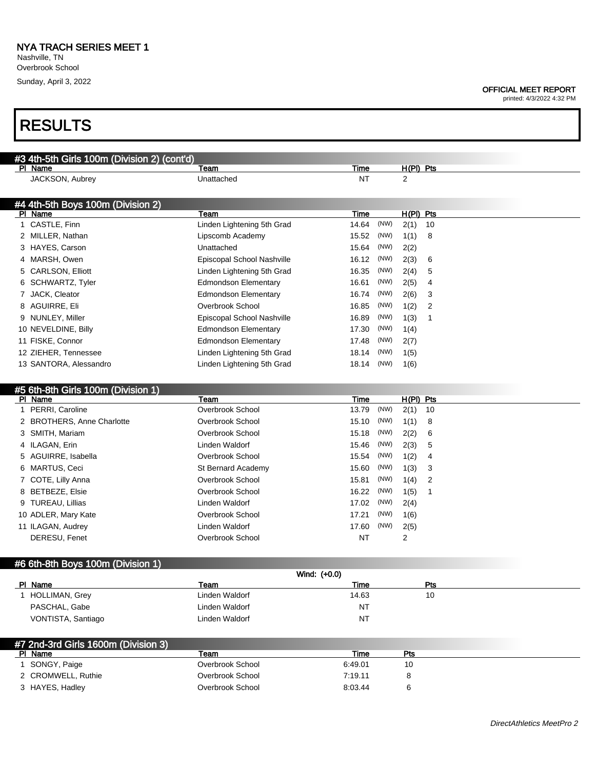# NYA TRACH SERIES MEET 1

Nashville, TN
Overbrook School
Sunday, April 3, 2022

**OFFICIAL MEET REPORT**
printed: 4/3/2022 4:32 PM

# RESULTS

## #3 4th-5th Girls 100m (Division 2) (cont'd)

| Pl | Name | Team | Time | | H(Pl) | Pts |
|---|---|---|---|---|---|---|
| | JACKSON, Aubrey | Unattached | NT | | 2 | |

## #4 4th-5th Boys 100m (Division 2)

| Pl | Name | Team | Time | | H(Pl) | Pts |
|---|---|---|---|---|---|---|
| 1 | CASTLE, Finn | Linden Lightening 5th Grad | 14.64 | (NW) | 2(1) | 10 |
| 2 | MILLER, Nathan | Lipscomb Academy | 15.52 | (NW) | 1(1) | 8 |
| 3 | HAYES, Carson | Unattached | 15.64 | (NW) | 2(2) | |
| 4 | MARSH, Owen | Episcopal School Nashville | 16.12 | (NW) | 2(3) | 6 |
| 5 | CARLSON, Elliott | Linden Lightening 5th Grad | 16.35 | (NW) | 2(4) | 5 |
| 6 | SCHWARTZ, Tyler | Edmondson Elementary | 16.61 | (NW) | 2(5) | 4 |
| 7 | JACK, Cleator | Edmondson Elementary | 16.74 | (NW) | 2(6) | 3 |
| 8 | AGUIRRE, Eli | Overbrook School | 16.85 | (NW) | 1(2) | 2 |
| 9 | NUNLEY, Miller | Episcopal School Nashville | 16.89 | (NW) | 1(3) | 1 |
| 10 | NEVELDINE, Billy | Edmondson Elementary | 17.30 | (NW) | 1(4) | |
| 11 | FISKE, Connor | Edmondson Elementary | 17.48 | (NW) | 2(7) | |
| 12 | ZIEHER, Tennessee | Linden Lightening 5th Grad | 18.14 | (NW) | 1(5) | |
| 13 | SANTORA, Alessandro | Linden Lightening 5th Grad | 18.14 | (NW) | 1(6) | |

## #5 6th-8th Girls 100m (Division 1)

| Pl | Name | Team | Time | | H(Pl) | Pts |
|---|---|---|---|---|---|---|
| 1 | PERRI, Caroline | Overbrook School | 13.79 | (NW) | 2(1) | 10 |
| 2 | BROTHERS, Anne Charlotte | Overbrook School | 15.10 | (NW) | 1(1) | 8 |
| 3 | SMITH, Mariam | Overbrook School | 15.18 | (NW) | 2(2) | 6 |
| 4 | ILAGAN, Erin | Linden Waldorf | 15.46 | (NW) | 2(3) | 5 |
| 5 | AGUIRRE, Isabella | Overbrook School | 15.54 | (NW) | 1(2) | 4 |
| 6 | MARTUS, Ceci | St Bernard Academy | 15.60 | (NW) | 1(3) | 3 |
| 7 | COTE, Lilly Anna | Overbrook School | 15.81 | (NW) | 1(4) | 2 |
| 8 | BETBEZE, Elsie | Overbrook School | 16.22 | (NW) | 1(5) | 1 |
| 9 | TUREAU, Lillias | Linden Waldorf | 17.02 | (NW) | 2(4) | |
| 10 | ADLER, Mary Kate | Overbrook School | 17.21 | (NW) | 1(6) | |
| 11 | ILAGAN, Audrey | Linden Waldorf | 17.60 | (NW) | 2(5) | |
| | DERESU, Fenet | Overbrook School | NT | | 2 | |

## #6 6th-8th Boys 100m (Division 1)

Wind: (+0.0)

| Pl | Name | Team | Time | Pts |
|---|---|---|---|---|
| 1 | HOLLIMAN, Grey | Linden Waldorf | 14.63 | 10 |
| | PASCHAL, Gabe | Linden Waldorf | NT | |
| | VONTISTA, Santiago | Linden Waldorf | NT | |

## #7 2nd-3rd Girls 1600m (Division 3)

| Pl | Name | Team | Time | Pts |
|---|---|---|---|---|
| 1 | SONGY, Paige | Overbrook School | 6:49.01 | 10 |
| 2 | CROMWELL, Ruthie | Overbrook School | 7:19.11 | 8 |
| 3 | HAYES, Hadley | Overbrook School | 8:03.44 | 6 |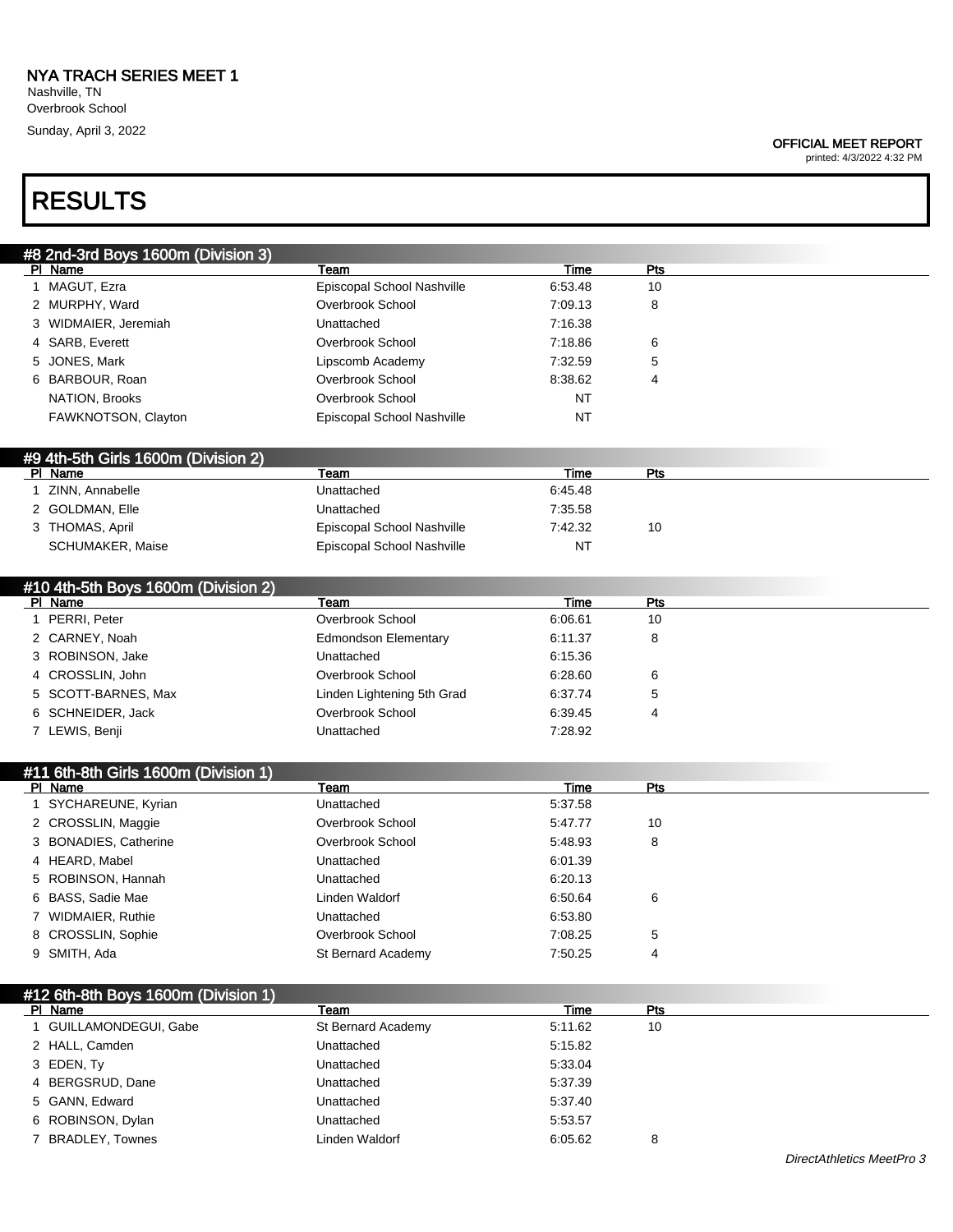# NYA TRACH SERIES MEET 1

Nashville, TN
Overbrook School
Sunday, April 3, 2022

**OFFICIAL MEET REPORT**
printed: 4/3/2022 4:32 PM

# RESULTS

## #8 2nd-3rd Boys 1600m (Division 3)

| Pl | Name | Team | Time | Pts |
|---|---|---|---|---|
| 1 | MAGUT, Ezra | Episcopal School Nashville | 6:53.48 | 10 |
| 2 | MURPHY, Ward | Overbrook School | 7:09.13 | 8 |
| 3 | WIDMAIER, Jeremiah | Unattached | 7:16.38 | |
| 4 | SARB, Everett | Overbrook School | 7:18.86 | 6 |
| 5 | JONES, Mark | Lipscomb Academy | 7:32.59 | 5 |
| 6 | BARBOUR, Roan | Overbrook School | 8:38.62 | 4 |
| | NATION, Brooks | Overbrook School | NT | |
| | FAWKNOTSON, Clayton | Episcopal School Nashville | NT | |

## #9 4th-5th Girls 1600m (Division 2)

| Pl | Name | Team | Time | Pts |
|---|---|---|---|---|
| 1 | ZINN, Annabelle | Unattached | 6:45.48 | |
| 2 | GOLDMAN, Elle | Unattached | 7:35.58 | |
| 3 | THOMAS, April | Episcopal School Nashville | 7:42.32 | 10 |
| | SCHUMAKER, Maise | Episcopal School Nashville | NT | |

## #10 4th-5th Boys 1600m (Division 2)

| Pl | Name | Team | Time | Pts |
|---|---|---|---|---|
| 1 | PERRI, Peter | Overbrook School | 6:06.61 | 10 |
| 2 | CARNEY, Noah | Edmondson Elementary | 6:11.37 | 8 |
| 3 | ROBINSON, Jake | Unattached | 6:15.36 | |
| 4 | CROSSLIN, John | Overbrook School | 6:28.60 | 6 |
| 5 | SCOTT-BARNES, Max | Linden Lightening 5th Grad | 6:37.74 | 5 |
| 6 | SCHNEIDER, Jack | Overbrook School | 6:39.45 | 4 |
| 7 | LEWIS, Benji | Unattached | 7:28.92 | |

## #11 6th-8th Girls 1600m (Division 1)

| Pl | Name | Team | Time | Pts |
|---|---|---|---|---|
| 1 | SYCHAREUNE, Kyrian | Unattached | 5:37.58 | |
| 2 | CROSSLIN, Maggie | Overbrook School | 5:47.77 | 10 |
| 3 | BONADIES, Catherine | Overbrook School | 5:48.93 | 8 |
| 4 | HEARD, Mabel | Unattached | 6:01.39 | |
| 5 | ROBINSON, Hannah | Unattached | 6:20.13 | |
| 6 | BASS, Sadie Mae | Linden Waldorf | 6:50.64 | 6 |
| 7 | WIDMAIER, Ruthie | Unattached | 6:53.80 | |
| 8 | CROSSLIN, Sophie | Overbrook School | 7:08.25 | 5 |
| 9 | SMITH, Ada | St Bernard Academy | 7:50.25 | 4 |

## #12 6th-8th Boys 1600m (Division 1)

| Pl | Name | Team | Time | Pts |
|---|---|---|---|---|
| 1 | GUILLAMONDEGUI, Gabe | St Bernard Academy | 5:11.62 | 10 |
| 2 | HALL, Camden | Unattached | 5:15.82 | |
| 3 | EDEN, Ty | Unattached | 5:33.04 | |
| 4 | BERGSRUD, Dane | Unattached | 5:37.39 | |
| 5 | GANN, Edward | Unattached | 5:37.40 | |
| 6 | ROBINSON, Dylan | Unattached | 5:53.57 | |
| 7 | BRADLEY, Townes | Linden Waldorf | 6:05.62 | 8 |

*DirectAthletics MeetPro 3*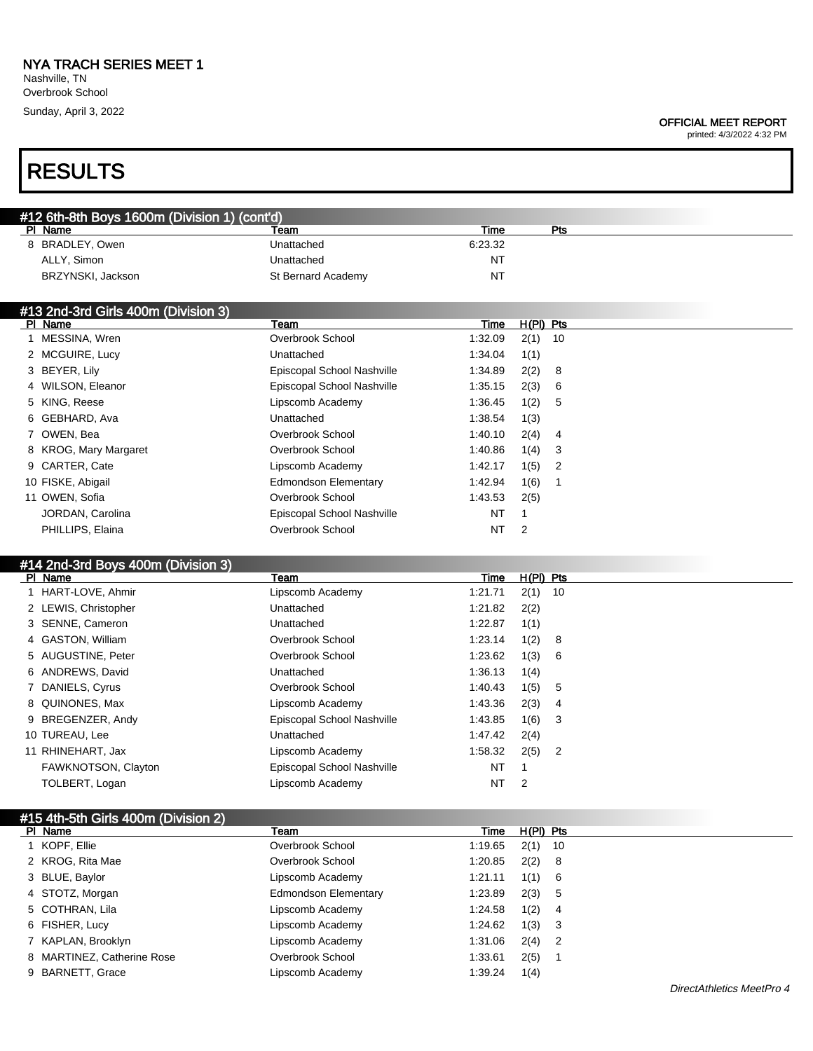NYA TRACH SERIES MEET 1
Nashville, TN
Overbrook School
Sunday, April 3, 2022

OFFICIAL MEET REPORT
printed: 4/3/2022 4:32 PM

# RESULTS

## #12 6th-8th Boys 1600m (Division 1) (cont'd)

| Pl | Name | Team | Time | Pts |
|---|---|---|---|---|
| 8 | BRADLEY, Owen | Unattached | 6:23.32 | |
| | ALLY, Simon | Unattached | NT | |
| | BRZYNSKI, Jackson | St Bernard Academy | NT | |

## #13 2nd-3rd Girls 400m (Division 3)

| Pl | Name | Team | Time | H(Pl) | Pts |
|---|---|---|---|---|---|
| 1 | MESSINA, Wren | Overbrook School | 1:32.09 | 2(1) | 10 |
| 2 | MCGUIRE, Lucy | Unattached | 1:34.04 | 1(1) | |
| 3 | BEYER, Lily | Episcopal School Nashville | 1:34.89 | 2(2) | 8 |
| 4 | WILSON, Eleanor | Episcopal School Nashville | 1:35.15 | 2(3) | 6 |
| 5 | KING, Reese | Lipscomb Academy | 1:36.45 | 1(2) | 5 |
| 6 | GEBHARD, Ava | Unattached | 1:38.54 | 1(3) | |
| 7 | OWEN, Bea | Overbrook School | 1:40.10 | 2(4) | 4 |
| 8 | KROG, Mary Margaret | Overbrook School | 1:40.86 | 1(4) | 3 |
| 9 | CARTER, Cate | Lipscomb Academy | 1:42.17 | 1(5) | 2 |
| 10 | FISKE, Abigail | Edmondson Elementary | 1:42.94 | 1(6) | 1 |
| 11 | OWEN, Sofia | Overbrook School | 1:43.53 | 2(5) | |
| | JORDAN, Carolina | Episcopal School Nashville | NT | 1 | |
| | PHILLIPS, Elaina | Overbrook School | NT | 2 | |

## #14 2nd-3rd Boys 400m (Division 3)

| Pl | Name | Team | Time | H(Pl) | Pts |
|---|---|---|---|---|---|
| 1 | HART-LOVE, Ahmir | Lipscomb Academy | 1:21.71 | 2(1) | 10 |
| 2 | LEWIS, Christopher | Unattached | 1:21.82 | 2(2) | |
| 3 | SENNE, Cameron | Unattached | 1:22.87 | 1(1) | |
| 4 | GASTON, William | Overbrook School | 1:23.14 | 1(2) | 8 |
| 5 | AUGUSTINE, Peter | Overbrook School | 1:23.62 | 1(3) | 6 |
| 6 | ANDREWS, David | Unattached | 1:36.13 | 1(4) | |
| 7 | DANIELS, Cyrus | Overbrook School | 1:40.43 | 1(5) | 5 |
| 8 | QUINONES, Max | Lipscomb Academy | 1:43.36 | 2(3) | 4 |
| 9 | BREGENZER, Andy | Episcopal School Nashville | 1:43.85 | 1(6) | 3 |
| 10 | TUREAU, Lee | Unattached | 1:47.42 | 2(4) | |
| 11 | RHINEHART, Jax | Lipscomb Academy | 1:58.32 | 2(5) | 2 |
| | FAWKNOTSON, Clayton | Episcopal School Nashville | NT | 1 | |
| | TOLBERT, Logan | Lipscomb Academy | NT | 2 | |

## #15 4th-5th Girls 400m (Division 2)

| Pl | Name | Team | Time | H(Pl) | Pts |
|---|---|---|---|---|---|
| 1 | KOPF, Ellie | Overbrook School | 1:19.65 | 2(1) | 10 |
| 2 | KROG, Rita Mae | Overbrook School | 1:20.85 | 2(2) | 8 |
| 3 | BLUE, Baylor | Lipscomb Academy | 1:21.11 | 1(1) | 6 |
| 4 | STOTZ, Morgan | Edmondson Elementary | 1:23.89 | 2(3) | 5 |
| 5 | COTHRAN, Lila | Lipscomb Academy | 1:24.58 | 1(2) | 4 |
| 6 | FISHER, Lucy | Lipscomb Academy | 1:24.62 | 1(3) | 3 |
| 7 | KAPLAN, Brooklyn | Lipscomb Academy | 1:31.06 | 2(4) | 2 |
| 8 | MARTINEZ, Catherine Rose | Overbrook School | 1:33.61 | 2(5) | 1 |
| 9 | BARNETT, Grace | Lipscomb Academy | 1:39.24 | 1(4) | |

*DirectAthletics MeetPro 4*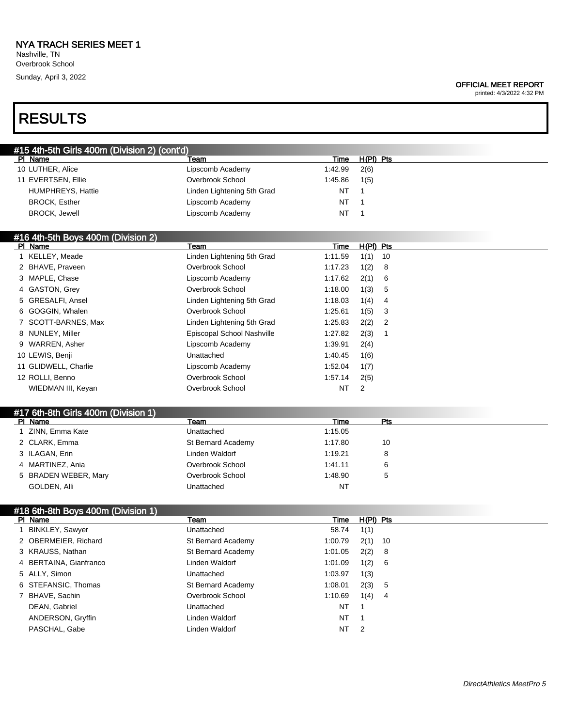NYA TRACH SERIES MEET 1
Nashville, TN
Overbrook School
Sunday, April 3, 2022

OFFICIAL MEET REPORT
printed: 4/3/2022 4:32 PM

# RESULTS

## #15 4th-5th Girls 400m (Division 2) (cont'd)

| Pl | Name | Team | Time | H(Pl) | Pts |
|---|---|---|---|---|---|
| 10 | LUTHER, Alice | Lipscomb Academy | 1:42.99 | 2(6) | |
| 11 | EVERTSEN, Ellie | Overbrook School | 1:45.86 | 1(5) | |
| | HUMPHREYS, Hattie | Linden Lightening 5th Grad | NT | 1 | |
| | BROCK, Esther | Lipscomb Academy | NT | 1 | |
| | BROCK, Jewell | Lipscomb Academy | NT | 1 | |

## #16 4th-5th Boys 400m (Division 2)

| Pl | Name | Team | Time | H(Pl) | Pts |
|---|---|---|---|---|---|
| 1 | KELLEY, Meade | Linden Lightening 5th Grad | 1:11.59 | 1(1) | 10 |
| 2 | BHAVE, Praveen | Overbrook School | 1:17.23 | 1(2) | 8 |
| 3 | MAPLE, Chase | Lipscomb Academy | 1:17.62 | 2(1) | 6 |
| 4 | GASTON, Grey | Overbrook School | 1:18.00 | 1(3) | 5 |
| 5 | GRESALFI, Ansel | Linden Lightening 5th Grad | 1:18.03 | 1(4) | 4 |
| 6 | GOGGIN, Whalen | Overbrook School | 1:25.61 | 1(5) | 3 |
| 7 | SCOTT-BARNES, Max | Linden Lightening 5th Grad | 1:25.83 | 2(2) | 2 |
| 8 | NUNLEY, Miller | Episcopal School Nashville | 1:27.82 | 2(3) | 1 |
| 9 | WARREN, Asher | Lipscomb Academy | 1:39.91 | 2(4) | |
| 10 | LEWIS, Benji | Unattached | 1:40.45 | 1(6) | |
| 11 | GLIDWELL, Charlie | Lipscomb Academy | 1:52.04 | 1(7) | |
| 12 | ROLLI, Benno | Overbrook School | 1:57.14 | 2(5) | |
| | WIEDMAN III, Keyan | Overbrook School | NT | 2 | |

## #17 6th-8th Girls 400m (Division 1)

| Pl | Name | Team | Time | Pts |
|---|---|---|---|---|
| 1 | ZINN, Emma Kate | Unattached | 1:15.05 | |
| 2 | CLARK, Emma | St Bernard Academy | 1:17.80 | 10 |
| 3 | ILAGAN, Erin | Linden Waldorf | 1:19.21 | 8 |
| 4 | MARTINEZ, Ania | Overbrook School | 1:41.11 | 6 |
| 5 | BRADEN WEBER, Mary | Overbrook School | 1:48.90 | 5 |
| | GOLDEN, Alli | Unattached | NT | |

## #18 6th-8th Boys 400m (Division 1)

| Pl | Name | Team | Time | H(Pl) | Pts |
|---|---|---|---|---|---|
| 1 | BINKLEY, Sawyer | Unattached | 58.74 | 1(1) | |
| 2 | OBERMEIER, Richard | St Bernard Academy | 1:00.79 | 2(1) | 10 |
| 3 | KRAUSS, Nathan | St Bernard Academy | 1:01.05 | 2(2) | 8 |
| 4 | BERTAINA, Gianfranco | Linden Waldorf | 1:01.09 | 1(2) | 6 |
| 5 | ALLY, Simon | Unattached | 1:03.97 | 1(3) | |
| 6 | STEFANSIC, Thomas | St Bernard Academy | 1:08.01 | 2(3) | 5 |
| 7 | BHAVE, Sachin | Overbrook School | 1:10.69 | 1(4) | 4 |
| | DEAN, Gabriel | Unattached | NT | 1 | |
| | ANDERSON, Gryffin | Linden Waldorf | NT | 1 | |
| | PASCHAL, Gabe | Linden Waldorf | NT | 2 | |

*DirectAthletics MeetPro 5*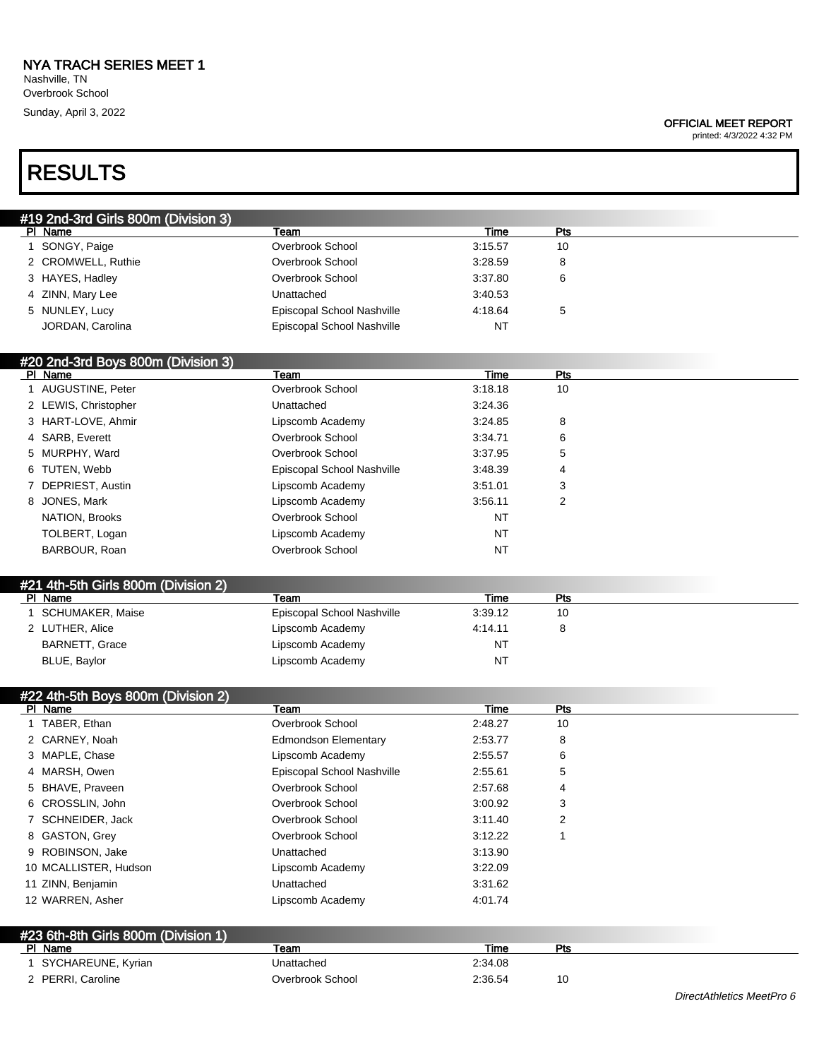# RESULTS

## #19 2nd-3rd Girls 800m (Division 3)

| Pl | Name | Team | Time | Pts |
|---|---|---|---|---|
| 1 | SONGY, Paige | Overbrook School | 3:15.57 | 10 |
| 2 | CROMWELL, Ruthie | Overbrook School | 3:28.59 | 8 |
| 3 | HAYES, Hadley | Overbrook School | 3:37.80 | 6 |
| 4 | ZINN, Mary Lee | Unattached | 3:40.53 | |
| 5 | NUNLEY, Lucy | Episcopal School Nashville | 4:18.64 | 5 |
| | JORDAN, Carolina | Episcopal School Nashville | NT | |

## #20 2nd-3rd Boys 800m (Division 3)

| Pl | Name | Team | Time | Pts |
|---|---|---|---|---|
| 1 | AUGUSTINE, Peter | Overbrook School | 3:18.18 | 10 |
| 2 | LEWIS, Christopher | Unattached | 3:24.36 | |
| 3 | HART-LOVE, Ahmir | Lipscomb Academy | 3:24.85 | 8 |
| 4 | SARB, Everett | Overbrook School | 3:34.71 | 6 |
| 5 | MURPHY, Ward | Overbrook School | 3:37.95 | 5 |
| 6 | TUTEN, Webb | Episcopal School Nashville | 3:48.39 | 4 |
| 7 | DEPRIEST, Austin | Lipscomb Academy | 3:51.01 | 3 |
| 8 | JONES, Mark | Lipscomb Academy | 3:56.11 | 2 |
| | NATION, Brooks | Overbrook School | NT | |
| | TOLBERT, Logan | Lipscomb Academy | NT | |
| | BARBOUR, Roan | Overbrook School | NT | |

## #21 4th-5th Girls 800m (Division 2)

| Pl | Name | Team | Time | Pts |
|---|---|---|---|---|
| 1 | SCHUMAKER, Maise | Episcopal School Nashville | 3:39.12 | 10 |
| 2 | LUTHER, Alice | Lipscomb Academy | 4:14.11 | 8 |
| | BARNETT, Grace | Lipscomb Academy | NT | |
| | BLUE, Baylor | Lipscomb Academy | NT | |

## #22 4th-5th Boys 800m (Division 2)

| Pl | Name | Team | Time | Pts |
|---|---|---|---|---|
| 1 | TABER, Ethan | Overbrook School | 2:48.27 | 10 |
| 2 | CARNEY, Noah | Edmondson Elementary | 2:53.77 | 8 |
| 3 | MAPLE, Chase | Lipscomb Academy | 2:55.57 | 6 |
| 4 | MARSH, Owen | Episcopal School Nashville | 2:55.61 | 5 |
| 5 | BHAVE, Praveen | Overbrook School | 2:57.68 | 4 |
| 6 | CROSSLIN, John | Overbrook School | 3:00.92 | 3 |
| 7 | SCHNEIDER, Jack | Overbrook School | 3:11.40 | 2 |
| 8 | GASTON, Grey | Overbrook School | 3:12.22 | 1 |
| 9 | ROBINSON, Jake | Unattached | 3:13.90 | |
| 10 | MCALLISTER, Hudson | Lipscomb Academy | 3:22.09 | |
| 11 | ZINN, Benjamin | Unattached | 3:31.62 | |
| 12 | WARREN, Asher | Lipscomb Academy | 4:01.74 | |

## #23 6th-8th Girls 800m (Division 1)

| Pl | Name | Team | Time | Pts |
|---|---|---|---|---|
| 1 | SYCHAREUNE, Kyrian | Unattached | 2:34.08 | |
| 2 | PERRI, Caroline | Overbrook School | 2:36.54 | 10 |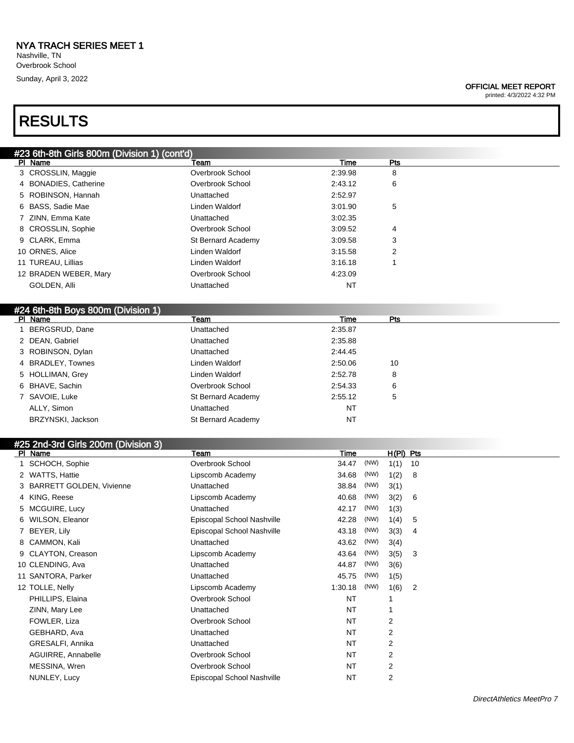NYA TRACH SERIES MEET 1
Nashville, TN
Overbrook School
Sunday, April 3, 2022

OFFICIAL MEET REPORT
printed: 4/3/2022 4:32 PM

# RESULTS

## #23 6th-8th Girls 800m (Division 1) (cont'd)

| Pl | Name | Team | Time | Pts |
|---|---|---|---|---|
| 3 | CROSSLIN, Maggie | Overbrook School | 2:39.98 | 8 |
| 4 | BONADIES, Catherine | Overbrook School | 2:43.12 | 6 |
| 5 | ROBINSON, Hannah | Unattached | 2:52.97 | |
| 6 | BASS, Sadie Mae | Linden Waldorf | 3:01.90 | 5 |
| 7 | ZINN, Emma Kate | Unattached | 3:02.35 | |
| 8 | CROSSLIN, Sophie | Overbrook School | 3:09.52 | 4 |
| 9 | CLARK, Emma | St Bernard Academy | 3:09.58 | 3 |
| 10 | ORNES, Alice | Linden Waldorf | 3:15.58 | 2 |
| 11 | TUREAU, Lillias | Linden Waldorf | 3:16.18 | 1 |
| 12 | BRADEN WEBER, Mary | Overbrook School | 4:23.09 | |
| | GOLDEN, Alli | Unattached | NT | |

## #24 6th-8th Boys 800m (Division 1)

| Pl | Name | Team | Time | Pts |
|---|---|---|---|---|
| 1 | BERGSRUD, Dane | Unattached | 2:35.87 | |
| 2 | DEAN, Gabriel | Unattached | 2:35.88 | |
| 3 | ROBINSON, Dylan | Unattached | 2:44.45 | |
| 4 | BRADLEY, Townes | Linden Waldorf | 2:50.06 | 10 |
| 5 | HOLLIMAN, Grey | Linden Waldorf | 2:52.78 | 8 |
| 6 | BHAVE, Sachin | Overbrook School | 2:54.33 | 6 |
| 7 | SAVOIE, Luke | St Bernard Academy | 2:55.12 | 5 |
| | ALLY, Simon | Unattached | NT | |
| | BRZYNSKI, Jackson | St Bernard Academy | NT | |

## #25 2nd-3rd Girls 200m (Division 3)

| Pl | Name | Team | Time | | H(Pl) | Pts |
|---|---|---|---|---|---|---|
| 1 | SCHOCH, Sophie | Overbrook School | 34.47 | (NW) | 1(1) | 10 |
| 2 | WATTS, Hattie | Lipscomb Academy | 34.68 | (NW) | 1(2) | 8 |
| 3 | BARRETT GOLDEN, Vivienne | Unattached | 38.84 | (NW) | 3(1) | |
| 4 | KING, Reese | Lipscomb Academy | 40.68 | (NW) | 3(2) | 6 |
| 5 | MCGUIRE, Lucy | Unattached | 42.17 | (NW) | 1(3) | |
| 6 | WILSON, Eleanor | Episcopal School Nashville | 42.28 | (NW) | 1(4) | 5 |
| 7 | BEYER, Lily | Episcopal School Nashville | 43.18 | (NW) | 3(3) | 4 |
| 8 | CAMMON, Kali | Unattached | 43.62 | (NW) | 3(4) | |
| 9 | CLAYTON, Creason | Lipscomb Academy | 43.64 | (NW) | 3(5) | 3 |
| 10 | CLENDING, Ava | Unattached | 44.87 | (NW) | 3(6) | |
| 11 | SANTORA, Parker | Unattached | 45.75 | (NW) | 1(5) | |
| 12 | TOLLE, Nelly | Lipscomb Academy | 1:30.18 | (NW) | 1(6) | 2 |
| | PHILLIPS, Elaina | Overbrook School | NT | | 1 | |
| | ZINN, Mary Lee | Unattached | NT | | 1 | |
| | FOWLER, Liza | Overbrook School | NT | | 2 | |
| | GEBHARD, Ava | Unattached | NT | | 2 | |
| | GRESALFI, Annika | Unattached | NT | | 2 | |
| | AGUIRRE, Annabelle | Overbrook School | NT | | 2 | |
| | MESSINA, Wren | Overbrook School | NT | | 2 | |
| | NUNLEY, Lucy | Episcopal School Nashville | NT | | 2 | |

DirectAthletics MeetPro 7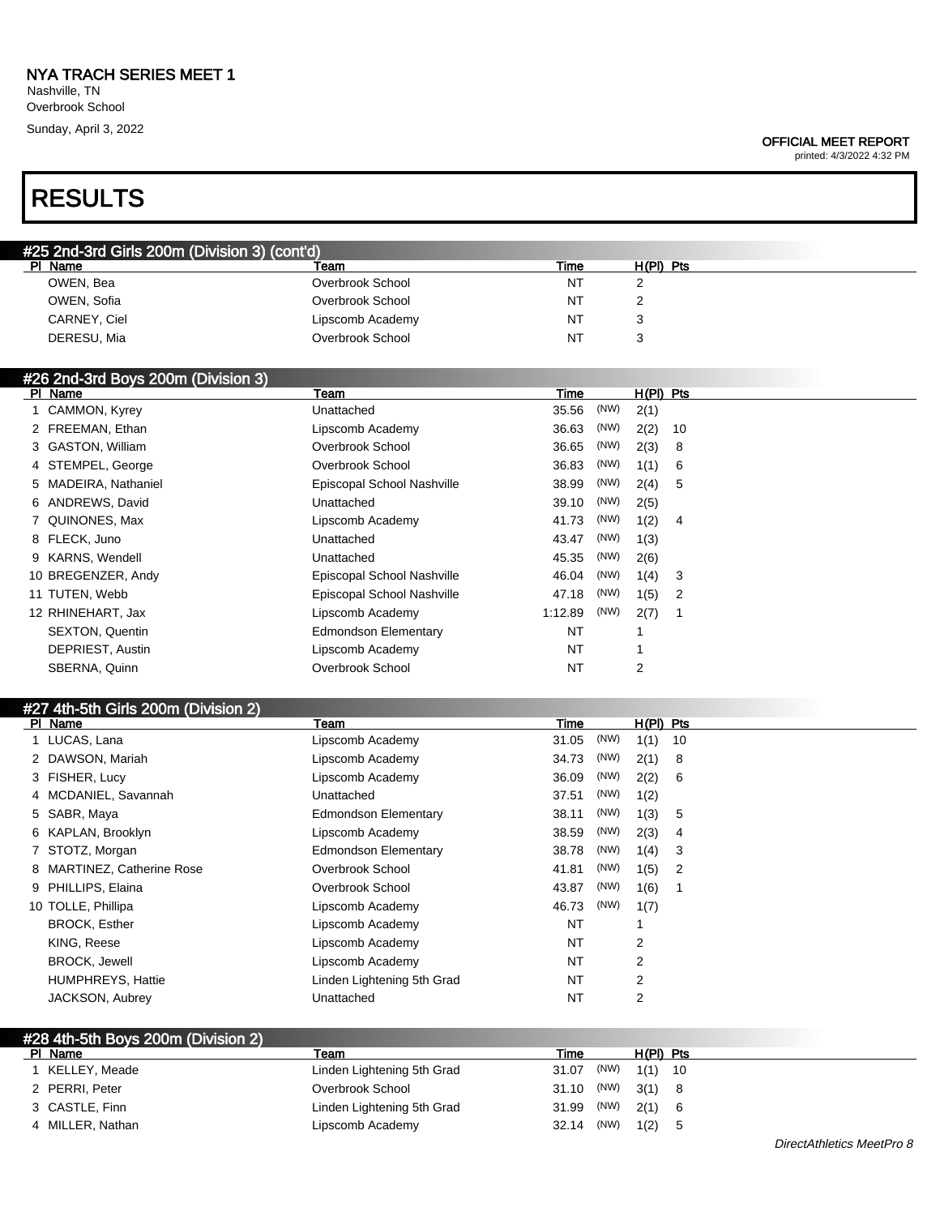# NYA TRACH SERIES MEET 1

Nashville, TN
Overbrook School
Sunday, April 3, 2022

**OFFICIAL MEET REPORT**
printed: 4/3/2022 4:32 PM

# RESULTS

## #25 2nd-3rd Girls 200m (Division 3) (cont'd)

| Pl | Name | Team | Time | | H(Pl) | Pts |
|---|---|---|---|---|---|---|
| | OWEN, Bea | Overbrook School | NT | | 2 | |
| | OWEN, Sofia | Overbrook School | NT | | 2 | |
| | CARNEY, Ciel | Lipscomb Academy | NT | | 3 | |
| | DERESU, Mia | Overbrook School | NT | | 3 | |

## #26 2nd-3rd Boys 200m (Division 3)

| Pl | Name | Team | Time | | H(Pl) | Pts |
|---|---|---|---|---|---|---|
| 1 | CAMMON, Kyrey | Unattached | 35.56 | (NW) | 2(1) | |
| 2 | FREEMAN, Ethan | Lipscomb Academy | 36.63 | (NW) | 2(2) | 10 |
| 3 | GASTON, William | Overbrook School | 36.65 | (NW) | 2(3) | 8 |
| 4 | STEMPEL, George | Overbrook School | 36.83 | (NW) | 1(1) | 6 |
| 5 | MADEIRA, Nathaniel | Episcopal School Nashville | 38.99 | (NW) | 2(4) | 5 |
| 6 | ANDREWS, David | Unattached | 39.10 | (NW) | 2(5) | |
| 7 | QUINONES, Max | Lipscomb Academy | 41.73 | (NW) | 1(2) | 4 |
| 8 | FLECK, Juno | Unattached | 43.47 | (NW) | 1(3) | |
| 9 | KARNS, Wendell | Unattached | 45.35 | (NW) | 2(6) | |
| 10 | BREGENZER, Andy | Episcopal School Nashville | 46.04 | (NW) | 1(4) | 3 |
| 11 | TUTEN, Webb | Episcopal School Nashville | 47.18 | (NW) | 1(5) | 2 |
| 12 | RHINEHART, Jax | Lipscomb Academy | 1:12.89 | (NW) | 2(7) | 1 |
| | SEXTON, Quentin | Edmondson Elementary | NT | | 1 | |
| | DEPRIEST, Austin | Lipscomb Academy | NT | | 1 | |
| | SBERNA, Quinn | Overbrook School | NT | | 2 | |

## #27 4th-5th Girls 200m (Division 2)

| Pl | Name | Team | Time | | H(Pl) | Pts |
|---|---|---|---|---|---|---|
| 1 | LUCAS, Lana | Lipscomb Academy | 31.05 | (NW) | 1(1) | 10 |
| 2 | DAWSON, Mariah | Lipscomb Academy | 34.73 | (NW) | 2(1) | 8 |
| 3 | FISHER, Lucy | Lipscomb Academy | 36.09 | (NW) | 2(2) | 6 |
| 4 | MCDANIEL, Savannah | Unattached | 37.51 | (NW) | 1(2) | |
| 5 | SABR, Maya | Edmondson Elementary | 38.11 | (NW) | 1(3) | 5 |
| 6 | KAPLAN, Brooklyn | Lipscomb Academy | 38.59 | (NW) | 2(3) | 4 |
| 7 | STOTZ, Morgan | Edmondson Elementary | 38.78 | (NW) | 1(4) | 3 |
| 8 | MARTINEZ, Catherine Rose | Overbrook School | 41.81 | (NW) | 1(5) | 2 |
| 9 | PHILLIPS, Elaina | Overbrook School | 43.87 | (NW) | 1(6) | 1 |
| 10 | TOLLE, Phillipa | Lipscomb Academy | 46.73 | (NW) | 1(7) | |
| | BROCK, Esther | Lipscomb Academy | NT | | 1 | |
| | KING, Reese | Lipscomb Academy | NT | | 2 | |
| | BROCK, Jewell | Lipscomb Academy | NT | | 2 | |
| | HUMPHREYS, Hattie | Linden Lightening 5th Grad | NT | | 2 | |
| | JACKSON, Aubrey | Unattached | NT | | 2 | |

## #28 4th-5th Boys 200m (Division 2)

| Pl | Name | Team | Time | | H(Pl) | Pts |
|---|---|---|---|---|---|---|
| 1 | KELLEY, Meade | Linden Lightening 5th Grad | 31.07 | (NW) | 1(1) | 10 |
| 2 | PERRI, Peter | Overbrook School | 31.10 | (NW) | 3(1) | 8 |
| 3 | CASTLE, Finn | Linden Lightening 5th Grad | 31.99 | (NW) | 2(1) | 6 |
| 4 | MILLER, Nathan | Lipscomb Academy | 32.14 | (NW) | 1(2) | 5 |

*DirectAthletics MeetPro 8*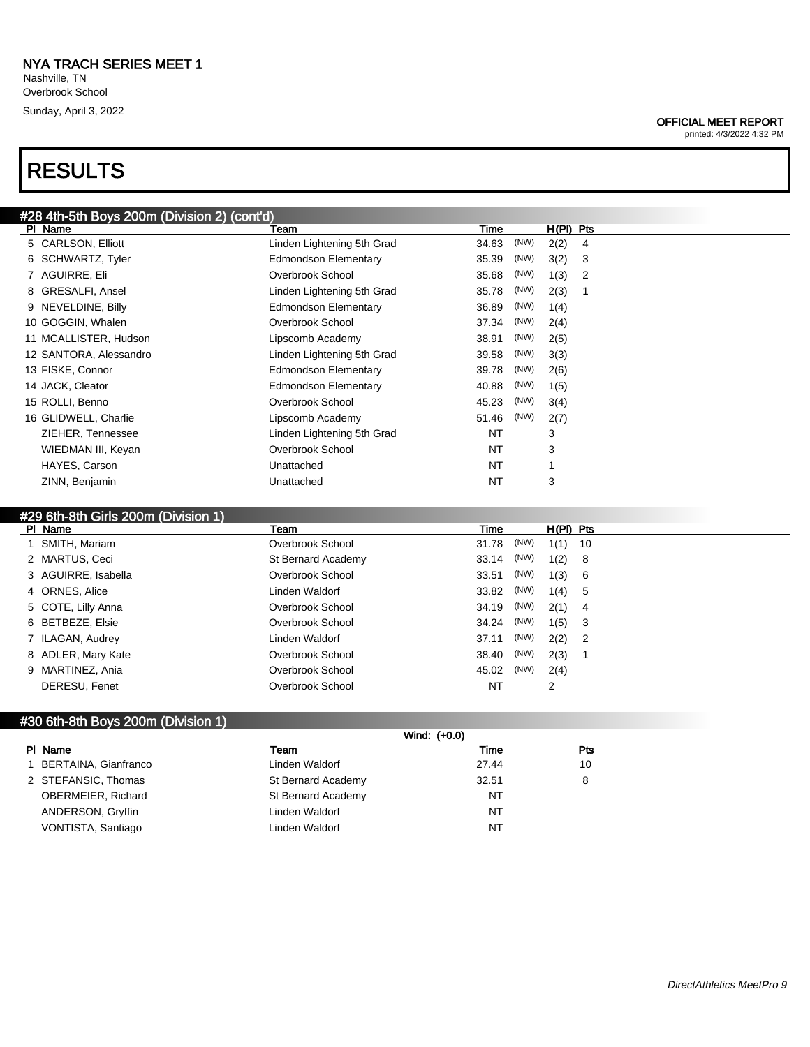# RESULTS

## #28 4th-5th Boys 200m (Division 2) (cont'd)

| Pl | Name | Team | Time | | H(Pl) | Pts |
|---|---|---|---|---|---|---|
| 5 | CARLSON, Elliott | Linden Lightening 5th Grad | 34.63 | (NW) | 2(2) | 4 |
| 6 | SCHWARTZ, Tyler | Edmondson Elementary | 35.39 | (NW) | 3(2) | 3 |
| 7 | AGUIRRE, Eli | Overbrook School | 35.68 | (NW) | 1(3) | 2 |
| 8 | GRESALFI, Ansel | Linden Lightening 5th Grad | 35.78 | (NW) | 2(3) | 1 |
| 9 | NEVELDINE, Billy | Edmondson Elementary | 36.89 | (NW) | 1(4) | |
| 10 | GOGGIN, Whalen | Overbrook School | 37.34 | (NW) | 2(4) | |
| 11 | MCALLISTER, Hudson | Lipscomb Academy | 38.91 | (NW) | 2(5) | |
| 12 | SANTORA, Alessandro | Linden Lightening 5th Grad | 39.58 | (NW) | 3(3) | |
| 13 | FISKE, Connor | Edmondson Elementary | 39.78 | (NW) | 2(6) | |
| 14 | JACK, Cleator | Edmondson Elementary | 40.88 | (NW) | 1(5) | |
| 15 | ROLLI, Benno | Overbrook School | 45.23 | (NW) | 3(4) | |
| 16 | GLIDWELL, Charlie | Lipscomb Academy | 51.46 | (NW) | 2(7) | |
| | ZIEHER, Tennessee | Linden Lightening 5th Grad | NT | | 3 | |
| | WIEDMAN III, Keyan | Overbrook School | NT | | 3 | |
| | HAYES, Carson | Unattached | NT | | 1 | |
| | ZINN, Benjamin | Unattached | NT | | 3 | |

## #29 6th-8th Girls 200m (Division 1)

| Pl | Name | Team | Time | | H(Pl) | Pts |
|---|---|---|---|---|---|---|
| 1 | SMITH, Mariam | Overbrook School | 31.78 | (NW) | 1(1) | 10 |
| 2 | MARTUS, Ceci | St Bernard Academy | 33.14 | (NW) | 1(2) | 8 |
| 3 | AGUIRRE, Isabella | Overbrook School | 33.51 | (NW) | 1(3) | 6 |
| 4 | ORNES, Alice | Linden Waldorf | 33.82 | (NW) | 1(4) | 5 |
| 5 | COTE, Lilly Anna | Overbrook School | 34.19 | (NW) | 2(1) | 4 |
| 6 | BETBEZE, Elsie | Overbrook School | 34.24 | (NW) | 1(5) | 3 |
| 7 | ILAGAN, Audrey | Linden Waldorf | 37.11 | (NW) | 2(2) | 2 |
| 8 | ADLER, Mary Kate | Overbrook School | 38.40 | (NW) | 2(3) | 1 |
| 9 | MARTINEZ, Ania | Overbrook School | 45.02 | (NW) | 2(4) | |
| | DERESU, Fenet | Overbrook School | NT | | 2 | |

## #30 6th-8th Boys 200m (Division 1)

Wind: (+0.0)

| Pl | Name | Team | Time | Pts |
|---|---|---|---|---|
| 1 | BERTAINA, Gianfranco | Linden Waldorf | 27.44 | 10 |
| 2 | STEFANSIC, Thomas | St Bernard Academy | 32.51 | 8 |
| | OBERMEIER, Richard | St Bernard Academy | NT | |
| | ANDERSON, Gryffin | Linden Waldorf | NT | |
| | VONTISTA, Santiago | Linden Waldorf | NT | |